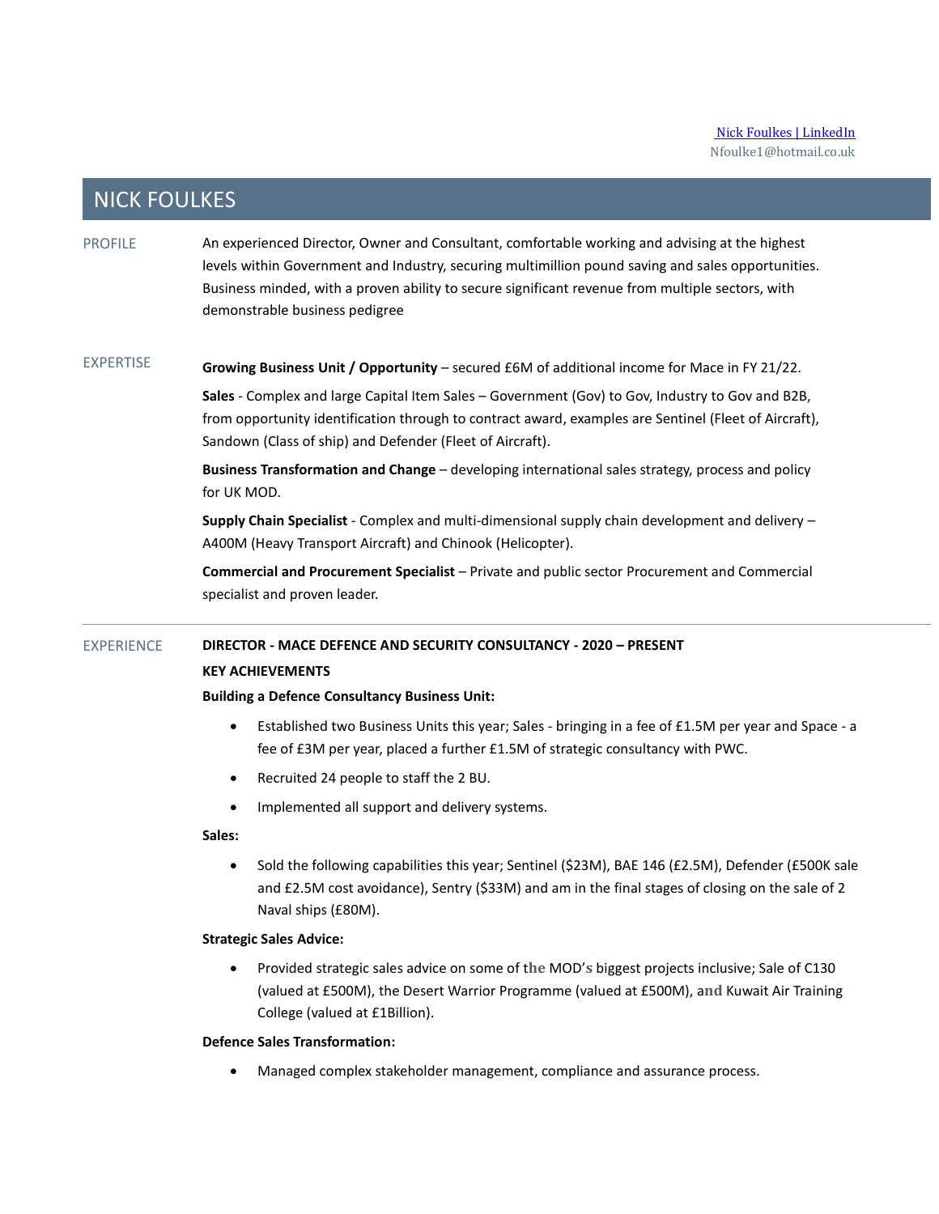[Nick Foulkes | LinkedIn]
Nfoulke1@hotmail.co.uk

# NICK FOULKES

## PROFILE

An experienced Director, Owner and Consultant, comfortable working and advising at the highest levels within Government and Industry, securing multimillion pound saving and sales opportunities. Business minded, with a proven ability to secure significant revenue from multiple sectors, with demonstrable business pedigree

## EXPERTISE

**Growing Business Unit / Opportunity** – secured £6M of additional income for Mace in FY 21/22.

**Sales** - Complex and large Capital Item Sales – Government (Gov) to Gov, Industry to Gov and B2B, from opportunity identification through to contract award, examples are Sentinel (Fleet of Aircraft), Sandown (Class of ship) and Defender (Fleet of Aircraft).

**Business Transformation and Change** – developing international sales strategy, process and policy for UK MOD.

**Supply Chain Specialist** - Complex and multi-dimensional supply chain development and delivery – A400M (Heavy Transport Aircraft) and Chinook (Helicopter).

**Commercial and Procurement Specialist** – Private and public sector Procurement and Commercial specialist and proven leader.

## EXPERIENCE

**DIRECTOR - MACE DEFENCE AND SECURITY CONSULTANCY - 2020 – PRESENT**

**KEY ACHIEVEMENTS**

**Building a Defence Consultancy Business Unit:**

- Established two Business Units this year; Sales - bringing in a fee of £1.5M per year and Space - a fee of £3M per year, placed a further £1.5M of strategic consultancy with PWC.
- Recruited 24 people to staff the 2 BU.
- Implemented all support and delivery systems.

**Sales:**

- Sold the following capabilities this year; Sentinel ($23M), BAE 146 (£2.5M), Defender (£500K sale and £2.5M cost avoidance), Sentry ($33M) and am in the final stages of closing on the sale of 2 Naval ships (£80M).

**Strategic Sales Advice:**

- Provided strategic sales advice on some of the MOD's biggest projects inclusive; Sale of C130 (valued at £500M), the Desert Warrior Programme (valued at £500M), and Kuwait Air Training College (valued at £1Billion).

**Defence Sales Transformation:**

- Managed complex stakeholder management, compliance and assurance process.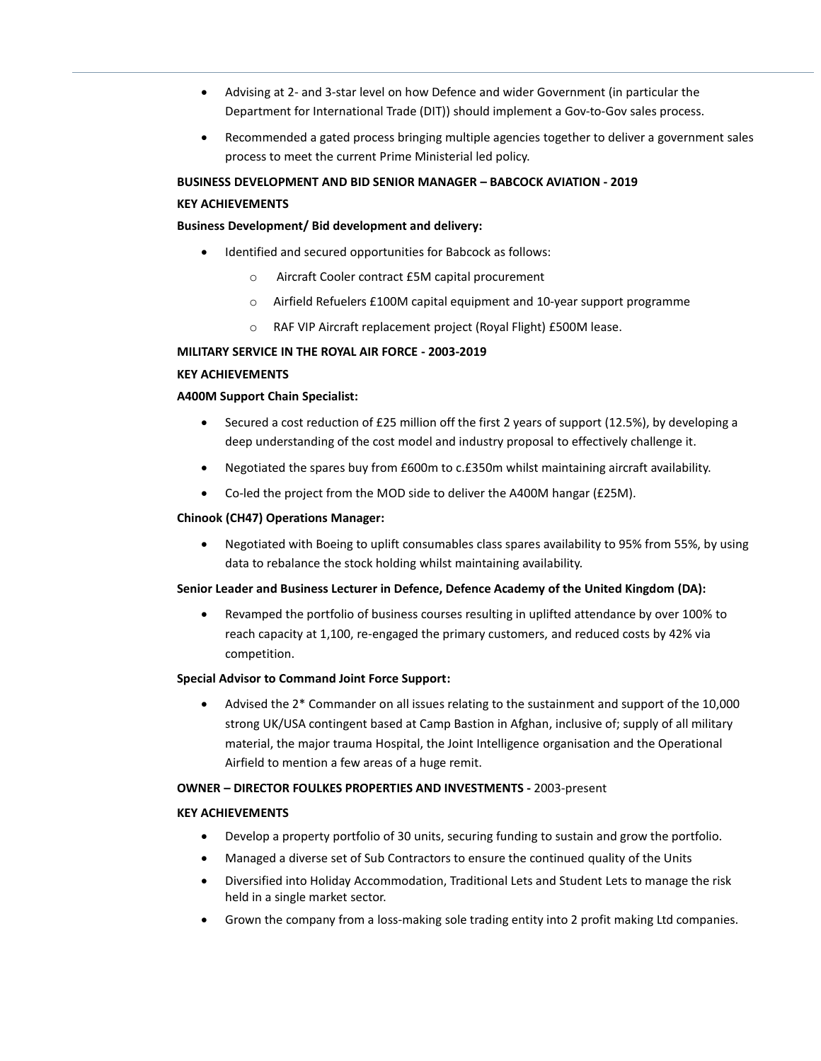- Advising at 2- and 3-star level on how Defence and wider Government (in particular the Department for International Trade (DIT)) should implement a Gov-to-Gov sales process.
- Recommended a gated process bringing multiple agencies together to deliver a government sales process to meet the current Prime Ministerial led policy.

**BUSINESS DEVELOPMENT AND BID SENIOR MANAGER – BABCOCK AVIATION - 2019**

**KEY ACHIEVEMENTS**

**Business Development/ Bid development and delivery:**

- Identified and secured opportunities for Babcock as follows:
    - Aircraft Cooler contract £5M capital procurement
    - Airfield Refuelers £100M capital equipment and 10-year support programme
    - RAF VIP Aircraft replacement project (Royal Flight) £500M lease.

**MILITARY SERVICE IN THE ROYAL AIR FORCE - 2003-2019**

**KEY ACHIEVEMENTS**

**A400M Support Chain Specialist:**

- Secured a cost reduction of £25 million off the first 2 years of support (12.5%), by developing a deep understanding of the cost model and industry proposal to effectively challenge it.
- Negotiated the spares buy from £600m to c.£350m whilst maintaining aircraft availability.
- Co-led the project from the MOD side to deliver the A400M hangar (£25M).

**Chinook (CH47) Operations Manager:**

- Negotiated with Boeing to uplift consumables class spares availability to 95% from 55%, by using data to rebalance the stock holding whilst maintaining availability.

**Senior Leader and Business Lecturer in Defence, Defence Academy of the United Kingdom (DA):**

- Revamped the portfolio of business courses resulting in uplifted attendance by over 100% to reach capacity at 1,100, re-engaged the primary customers, and reduced costs by 42% via competition.

**Special Advisor to Command Joint Force Support:**

- Advised the 2* Commander on all issues relating to the sustainment and support of the 10,000 strong UK/USA contingent based at Camp Bastion in Afghan, inclusive of; supply of all military material, the major trauma Hospital, the Joint Intelligence organisation and the Operational Airfield to mention a few areas of a huge remit.

**OWNER – DIRECTOR FOULKES PROPERTIES AND INVESTMENTS -** 2003-present

**KEY ACHIEVEMENTS**

- Develop a property portfolio of 30 units, securing funding to sustain and grow the portfolio.
- Managed a diverse set of Sub Contractors to ensure the continued quality of the Units
- Diversified into Holiday Accommodation, Traditional Lets and Student Lets to manage the risk held in a single market sector.
- Grown the company from a loss-making sole trading entity into 2 profit making Ltd companies.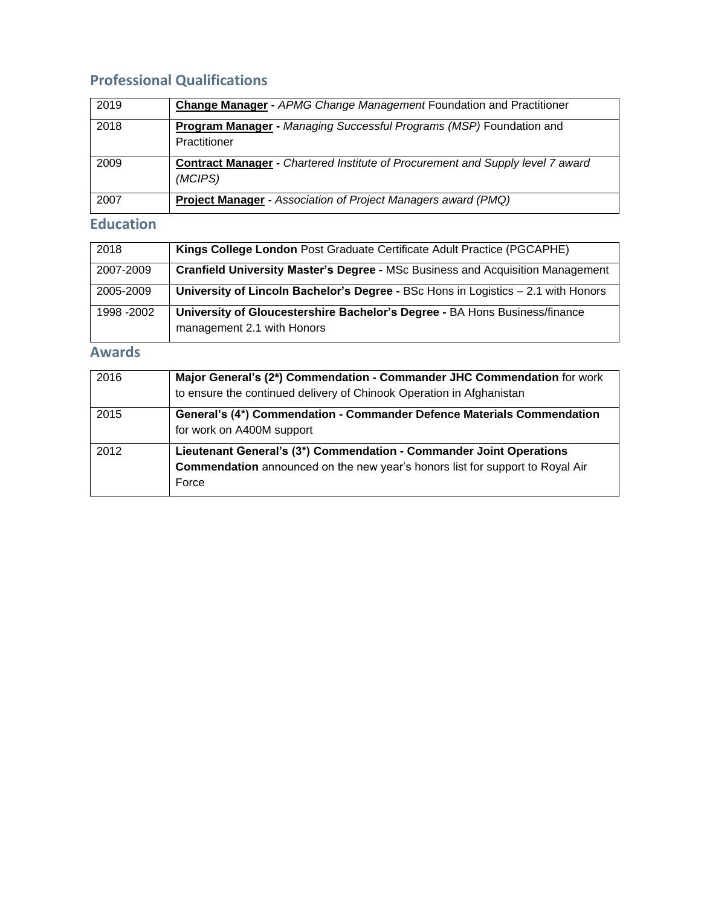## Professional Qualifications

| | |
|---|---|
| 2019 | **Change Manager** - *APMG Change Management* Foundation and Practitioner |
| 2018 | **Program Manager** - *Managing Successful Programs (MSP)* Foundation and Practitioner |
| 2009 | **Contract Manager** - *Chartered Institute of Procurement and Supply level 7 award (MCIPS)* |
| 2007 | **Project Manager** - *Association of Project Managers award (PMQ)* |

## Education

| | |
|---|---|
| 2018 | **Kings College London** Post Graduate Certificate Adult Practice (PGCAPHE) |
| 2007-2009 | **Cranfield University Master's Degree -** MSc Business and Acquisition Management |
| 2005-2009 | **University of Lincoln Bachelor's Degree -** BSc Hons in Logistics – 2.1 with Honors |
| 1998 -2002 | **University of Gloucestershire Bachelor's Degree -** BA Hons Business/finance management 2.1 with Honors |

## Awards

| | |
|---|---|
| 2016 | **Major General's (2*) Commendation - Commander JHC Commendation** for work to ensure the continued delivery of Chinook Operation in Afghanistan |
| 2015 | **General's (4*) Commendation - Commander Defence Materials Commendation** for work on A400M support |
| 2012 | **Lieutenant General's (3*) Commendation - Commander Joint Operations Commendation** announced on the new year's honors list for support to Royal Air Force |